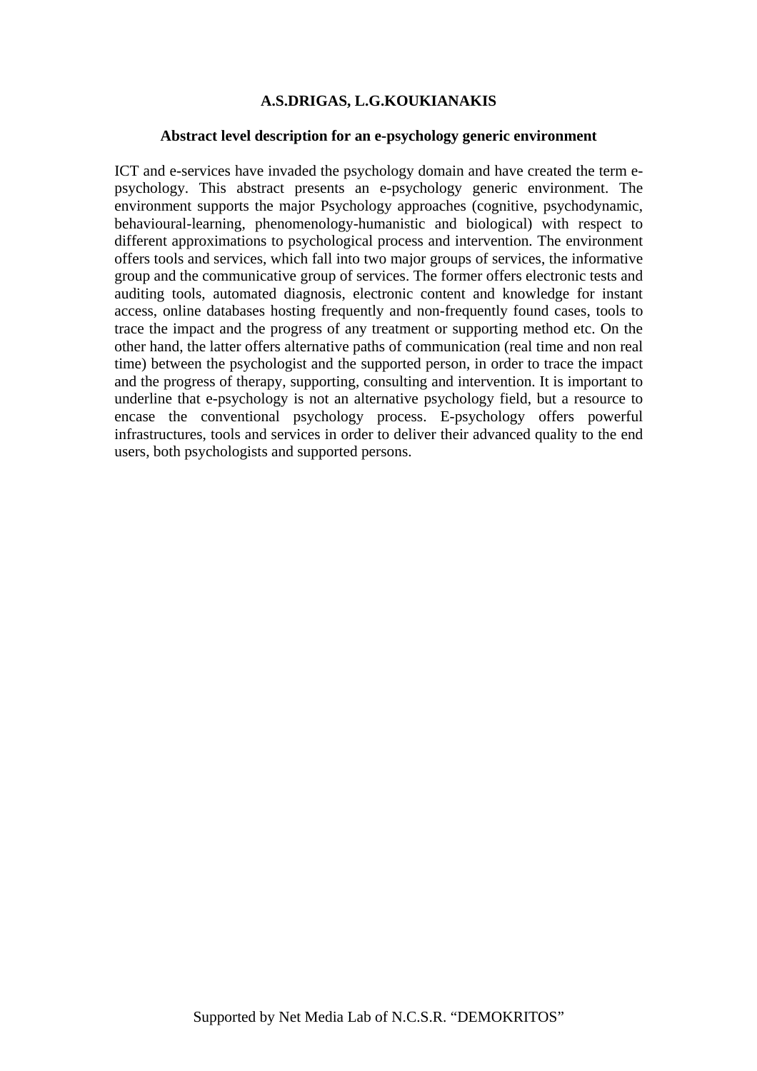**A.S.DRIGAS, L.G.KOUKIANAKIS**

# Abstract level description for an e-psychology generic environment

ICT and e-services have invaded the psychology domain and have created the term e-psychology. This abstract presents an e-psychology generic environment. The environment supports the major Psychology approaches (cognitive, psychodynamic, behavioural-learning, phenomenology-humanistic and biological) with respect to different approximations to psychological process and intervention. The environment offers tools and services, which fall into two major groups of services, the informative group and the communicative group of services. The former offers electronic tests and auditing tools, automated diagnosis, electronic content and knowledge for instant access, online databases hosting frequently and non-frequently found cases, tools to trace the impact and the progress of any treatment or supporting method etc. On the other hand, the latter offers alternative paths of communication (real time and non real time) between the psychologist and the supported person, in order to trace the impact and the progress of therapy, supporting, consulting and intervention. It is important to underline that e-psychology is not an alternative psychology field, but a resource to encase the conventional psychology process. E-psychology offers powerful infrastructures, tools and services in order to deliver their advanced quality to the end users, both psychologists and supported persons.

Supported by Net Media Lab of N.C.S.R. "DEMOKRITOS"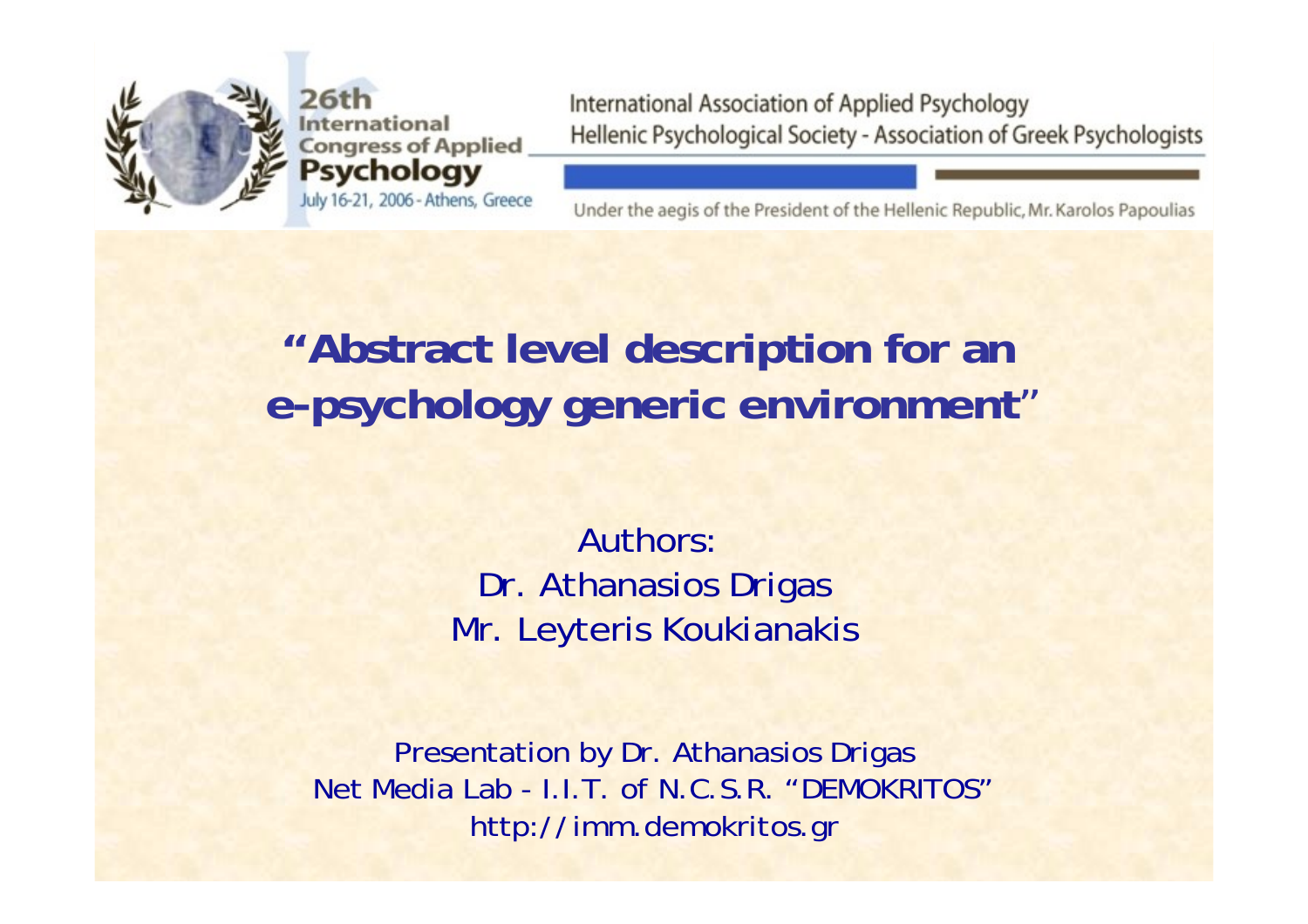26th International Congress of Applied Psychology

July 16-21, 2006 - Athens, Greece

International Association of Applied Psychology

Hellenic Psychological Society - Association of Greek Psychologists

Under the aegis of the President of the Hellenic Republic, Mr. Karolos Papoulias

# "Abstract level description for an e-psychology generic environment"

Authors:

Dr. Athanasios Drigas

Mr. Leyteris Koukianakis

Presentation by Dr. Athanasios Drigas

Net Media Lab - I.I.T. of N.C.S.R. "DEMOKRITOS"

http://imm.demokritos.gr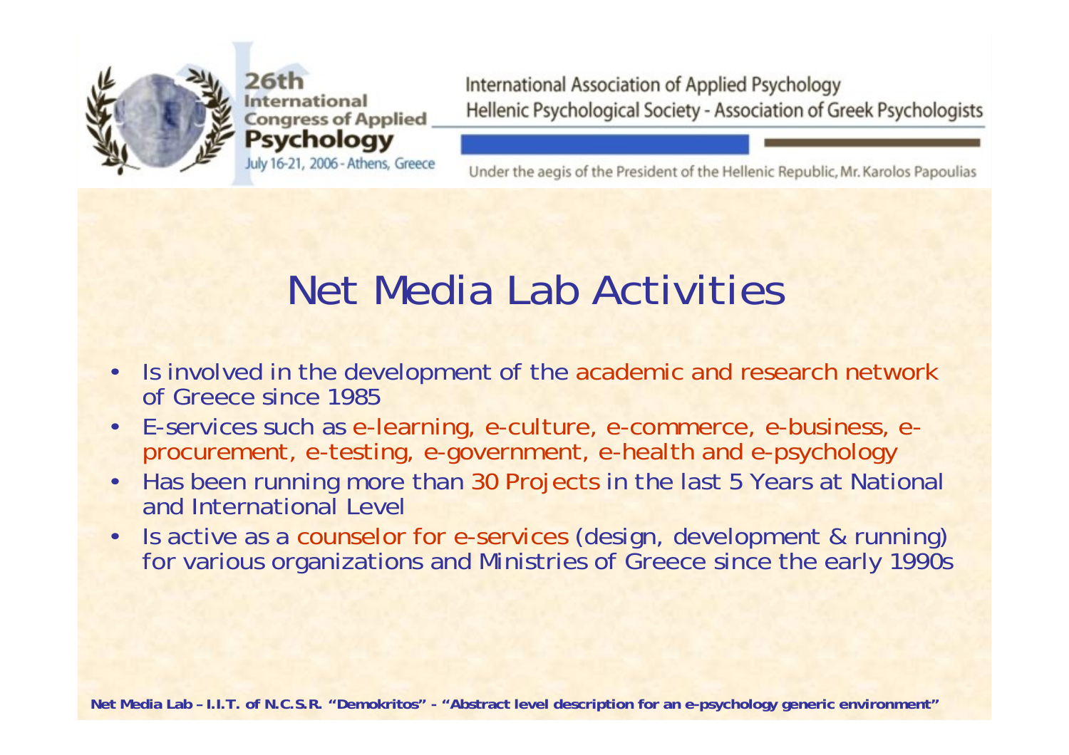# Net Media Lab Activities

- Is involved in the development of the academic and research network of Greece since 1985
- E-services such as e-learning, e-culture, e-commerce, e-business, e-procurement, e-testing, e-government, e-health and e-psychology
- Has been running more than 30 Projects in the last 5 Years at National and International Level
- Is active as a counselor for e-services (design, development & running) for various organizations and Ministries of Greece since the early 1990s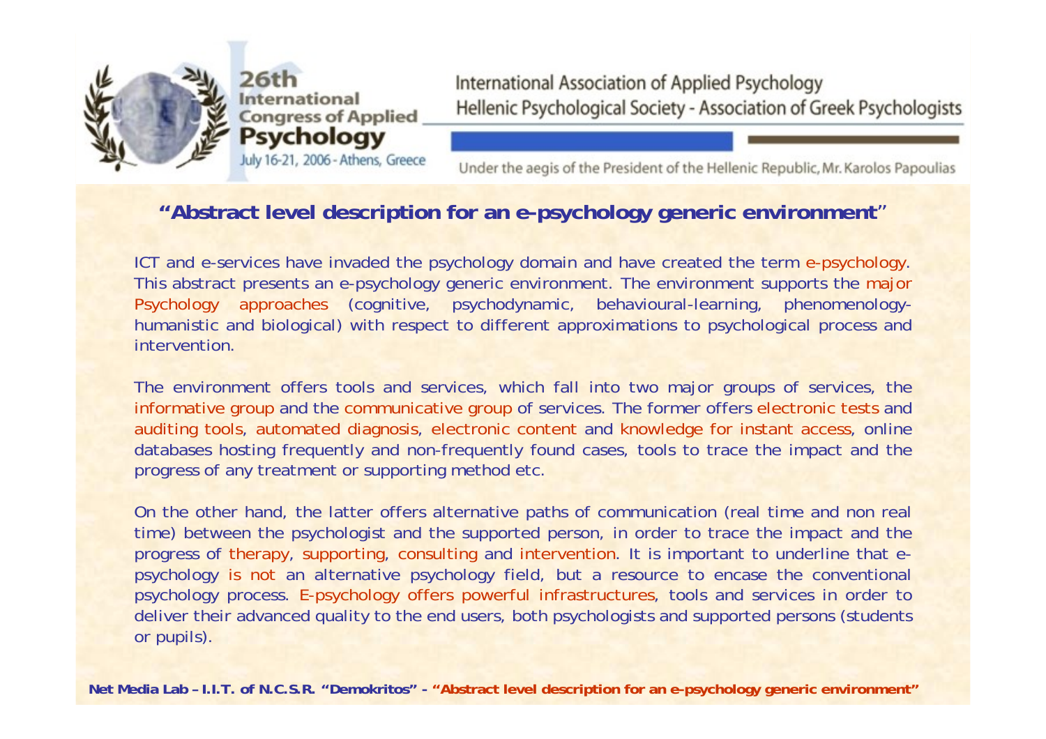## "Abstract level description for an e-psychology generic environment"

ICT and e-services have invaded the psychology domain and have created the term e-psychology. This abstract presents an e-psychology generic environment. The environment supports the major Psychology approaches (cognitive, psychodynamic, behavioural-learning, phenomenology-humanistic and biological) with respect to different approximations to psychological process and intervention.

The environment offers tools and services, which fall into two major groups of services, the informative group and the communicative group of services. The former offers electronic tests and auditing tools, automated diagnosis, electronic content and knowledge for instant access, online databases hosting frequently and non-frequently found cases, tools to trace the impact and the progress of any treatment or supporting method etc.

On the other hand, the latter offers alternative paths of communication (real time and non real time) between the psychologist and the supported person, in order to trace the impact and the progress of therapy, supporting, consulting and intervention. It is important to underline that e-psychology is not an alternative psychology field, but a resource to encase the conventional psychology process. E-psychology offers powerful infrastructures, tools and services in order to deliver their advanced quality to the end users, both psychologists and supported persons (students or pupils).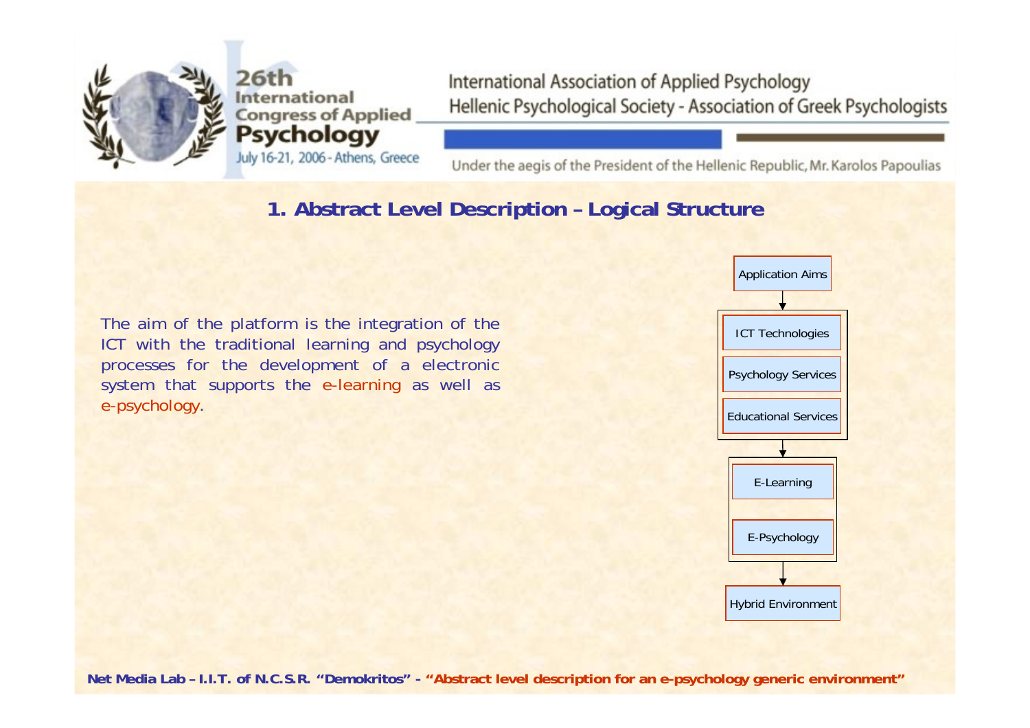## 1. Abstract Level Description – Logical Structure

The aim of the platform is the integration of the ICT with the traditional learning and psychology processes for the development of a electronic system that supports the e-learning as well as e-psychology.

Application Aims

↓

ICT Technologies

Psychology Services

Educational Services

↓

E-Learning

E-Psychology

↓

Hybrid Environment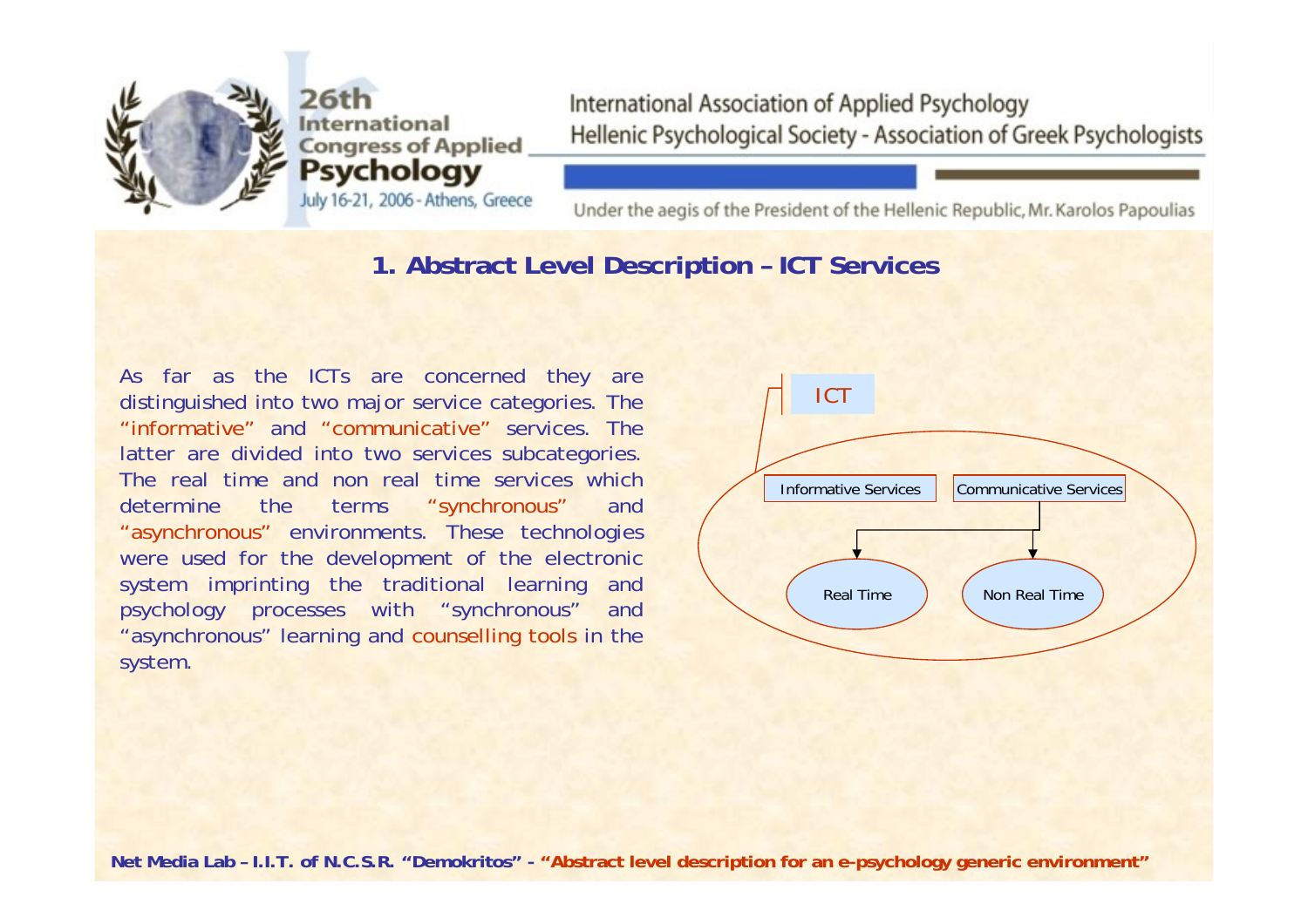## 1. Abstract Level Description – ICT Services

As far as the ICTs are concerned they are distinguished into two major service categories. The "informative" and "communicative" services. The latter are divided into two services subcategories. The real time and non real time services which determine the terms "synchronous" and "asynchronous" environments. These technologies were used for the development of the electronic system imprinting the traditional learning and psychology processes with "synchronous" and "asynchronous" learning and counselling tools in the system.

ICT

Informative Services

Communicative Services

Real Time

Non Real Time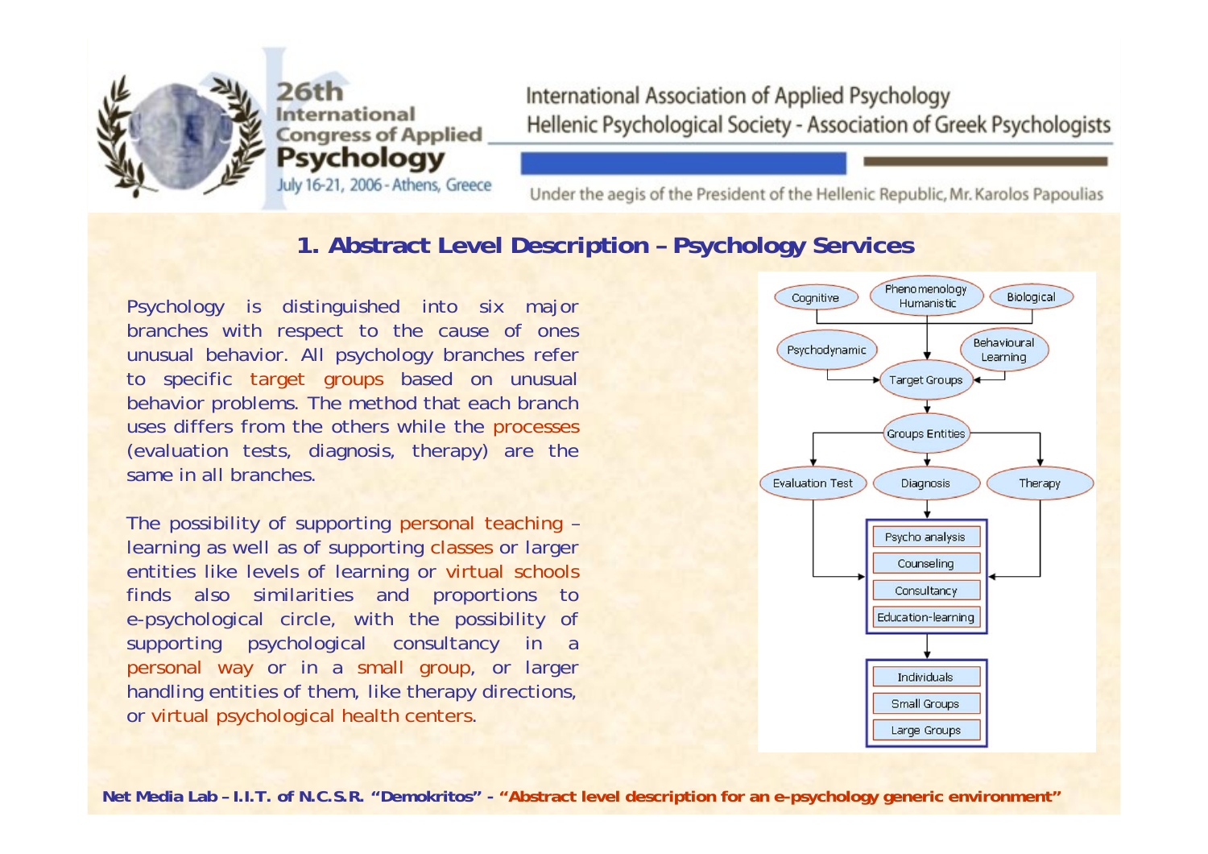## 1. Abstract Level Description – Psychology Services

Psychology is distinguished into six major branches with respect to the cause of ones unusual behavior. All psychology branches refer to specific target groups based on unusual behavior problems. The method that each branch uses differs from the others while the processes (evaluation tests, diagnosis, therapy) are the same in all branches.

The possibility of supporting personal teaching – learning as well as of supporting classes or larger entities like levels of learning or virtual schools finds also similarities and proportions to e-psychological circle, with the possibility of supporting psychological consultancy in a personal way or in a small group, or larger handling entities of them, like therapy directions, or virtual psychological health centers.

Cognitive · Phenomenology Humanistic · Biological · Psychodynamic · Behavioural Learning → Target Groups → Groups Entities → Evaluation Test · Diagnosis · Therapy → Psycho analysis · Counseling · Consultancy · Education-learning → Individuals · Small Groups · Large Groups

Net Media Lab – I.I.T. of N.C.S.R. "Demokritos" - "Abstract level description for an e-psychology generic environment"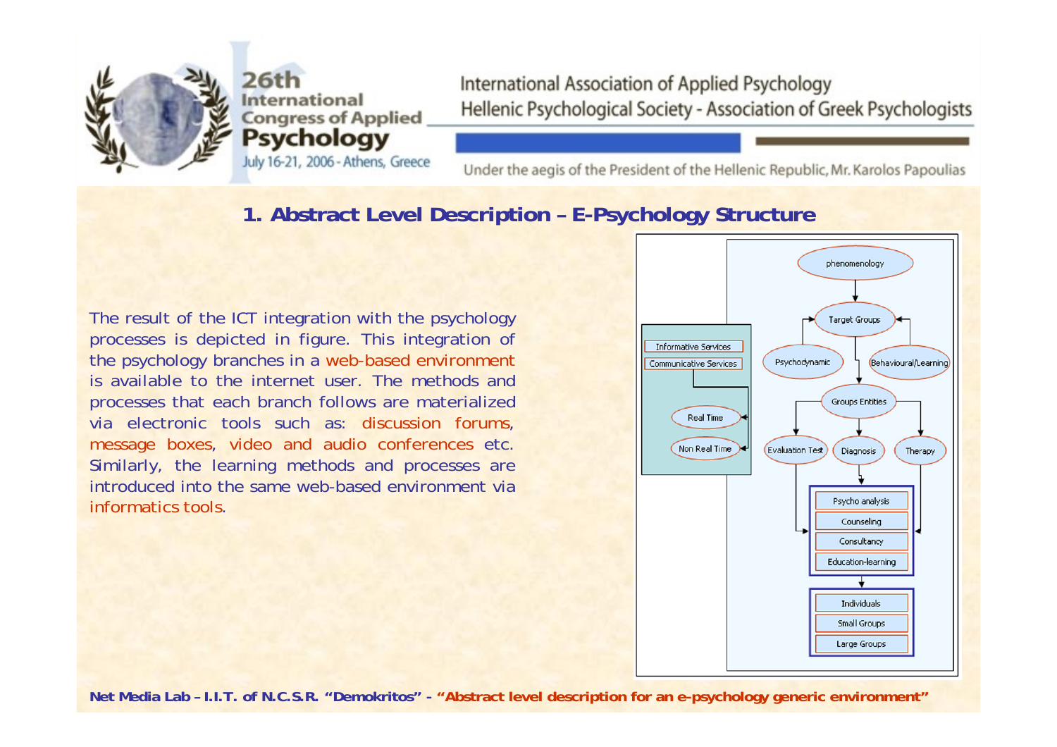## 1. Abstract Level Description – E-Psychology Structure

The result of the ICT integration with the psychology processes is depicted in figure. This integration of the psychology branches in a web-based environment is available to the internet user. The methods and processes that each branch follows are materialized via electronic tools such as: discussion forums, message boxes, video and audio conferences etc. Similarly, the learning methods and processes are introduced into the same web-based environment via informatics tools.

phenomenology

Target Groups

Psychodynamic

Behavioural/Learning

Groups Entities

Evaluation Test

Diagnosis

Therapy

Psycho analysis

Counseling

Consultancy

Education-learning

Individuals

Small Groups

Large Groups

Informative Services

Communicative Services

Real Time

Non Real Time

**Net Media Lab – I.I.T. of N.C.S.R. "Demokritos" - "Abstract level description for an e-psychology generic environment"**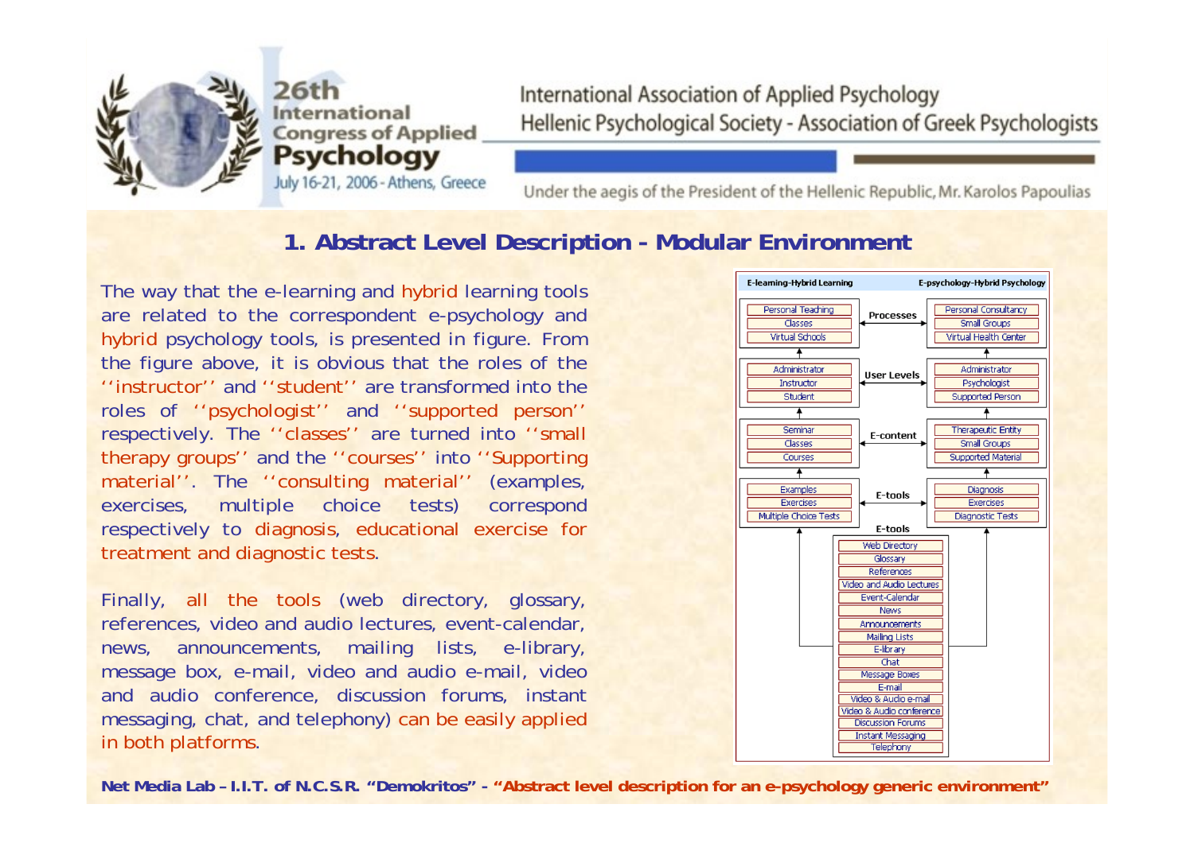## 1. Abstract Level Description - Modular Environment

The way that the e-learning and hybrid learning tools are related to the correspondent e-psychology and hybrid psychology tools, is presented in figure. From the figure above, it is obvious that the roles of the ''instructor'' and ''student'' are transformed into the roles of ''psychologist'' and ''supported person'' respectively. The ''classes'' are turned into ''small therapy groups'' and the ''courses'' into ''Supporting material''. The ''consulting material'' (examples, exercises, multiple choice tests) correspond respectively to diagnosis, educational exercise for treatment and diagnostic tests.

Finally, all the tools (web directory, glossary, references, video and audio lectures, event-calendar, news, announcements, mailing lists, e-library, message box, e-mail, video and audio e-mail, video and audio conference, discussion forums, instant messaging, chat, and telephony) can be easily applied in both platforms.

| E-learning-Hybrid Learning | | E-psychology-Hybrid Psychology |
|---|---|---|
| Personal Teaching<br>Classes<br>Virtual Schools | Processes | Personal Consultancy<br>Small Groups<br>Virtual Health Center |
| Administrator<br>Instructor<br>Student | User Levels | Administrator<br>Psychologist<br>Supported Person |
| Seminar<br>Classes<br>Courses | E-content | Therapeutic Entity<br>Small Groups<br>Supported Material |
| Examples<br>Exercises<br>Multiple Choice Tests | E-tools | Diagnosis<br>Exercises<br>Diagnostic Tests |

**E-tools:** Web Directory, Glossary, References, Video and Audio Lectures, Event-Calendar, News, Announcements, Mailing Lists, E-library, Chat, Message Boxes, E-mail, Video & Audio e-mail, Video & Audio conference, Discussion Forums, Instant Messaging, Telephony

**Net Media Lab – I.I.T. of N.C.S.R. "Demokritos" - "Abstract level description for an e-psychology generic environment"**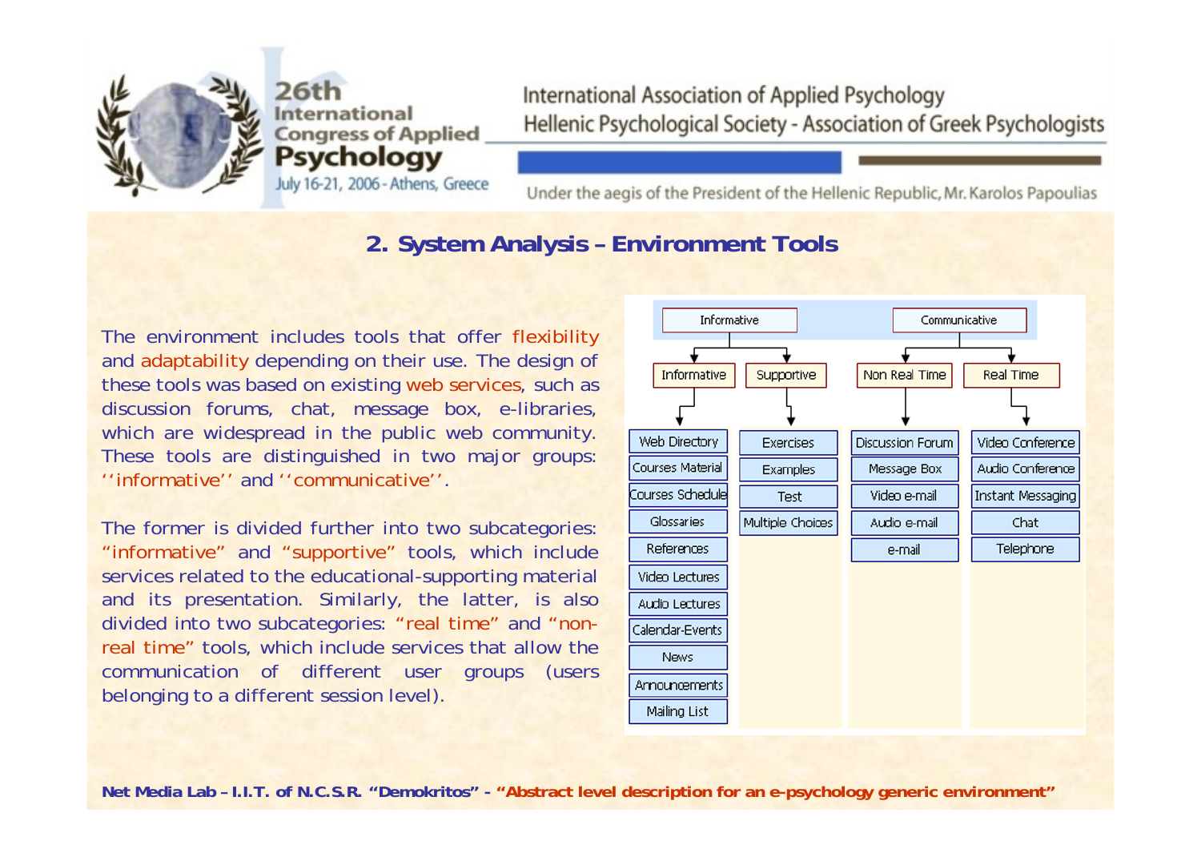## 2. System Analysis – Environment Tools

The environment includes tools that offer flexibility and adaptability depending on their use. The design of these tools was based on existing web services, such as discussion forums, chat, message box, e-libraries, which are widespread in the public web community. These tools are distinguished in two major groups: ''informative'' and ''communicative''.

The former is divided further into two subcategories: "informative" and "supportive" tools, which include services related to the educational-supporting material and its presentation. Similarly, the latter, is also divided into two subcategories: "real time" and "non-real time" tools, which include services that allow the communication of different user groups (users belonging to a different session level).

| Informative | | Communicative | |
|---|---|---|---|
| Informative | Supportive | Non Real Time | Real Time |
| Web Directory | Exercises | Discussion Forum | Video Conference |
| Courses Material | Examples | Message Box | Audio Conference |
| Courses Schedule | Test | Video e-mail | Instant Messaging |
| Glossaries | Multiple Choices | Audio e-mail | Chat |
| References | | e-mail | Telephone |
| Video Lectures | | | |
| Audio Lectures | | | |
| Calendar-Events | | | |
| News | | | |
| Announcements | | | |
| Mailing List | | | |

**Net Media Lab – I.I.T. of N.C.S.R. "Demokritos" - "Abstract level description for an e-psychology generic environment"**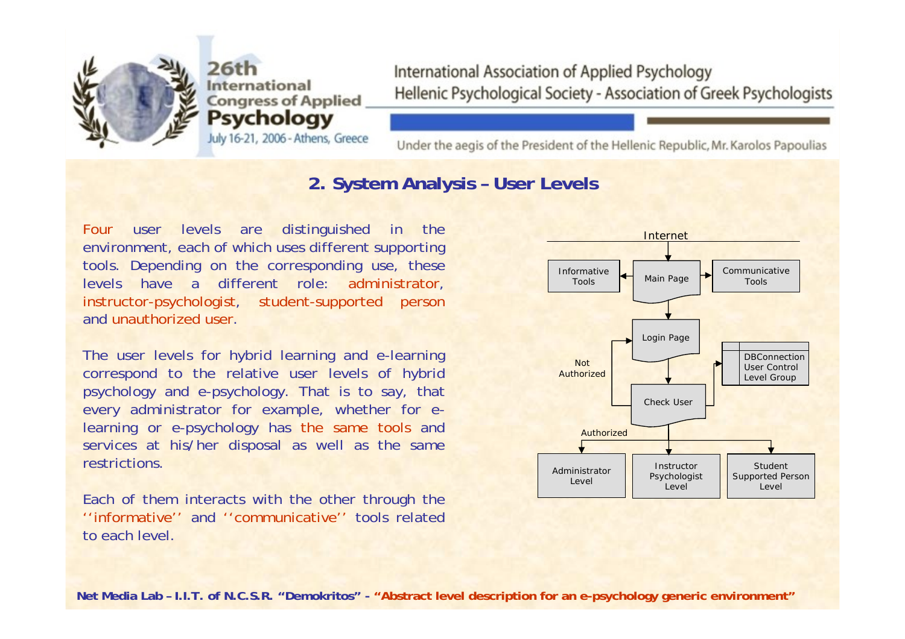## 2. System Analysis – User Levels

Four user levels are distinguished in the environment, each of which uses different supporting tools. Depending on the corresponding use, these levels have a different role: administrator, instructor-psychologist, student-supported person and unauthorized user.

The user levels for hybrid learning and e-learning correspond to the relative user levels of hybrid psychology and e-psychology. That is to say, that every administrator for example, whether for e-learning or e-psychology has the same tools and services at his/her disposal as well as the same restrictions.

Each of them interacts with the other through the ''informative'' and ''communicative'' tools related to each level.

Internet

Informative Tools | Main Page | Communicative Tools

Login Page

Not Authorized

Check User

DBConnection User Control Level Group

Authorized

Administrator Level | Instructor Psychologist Level | Student Supported Person Level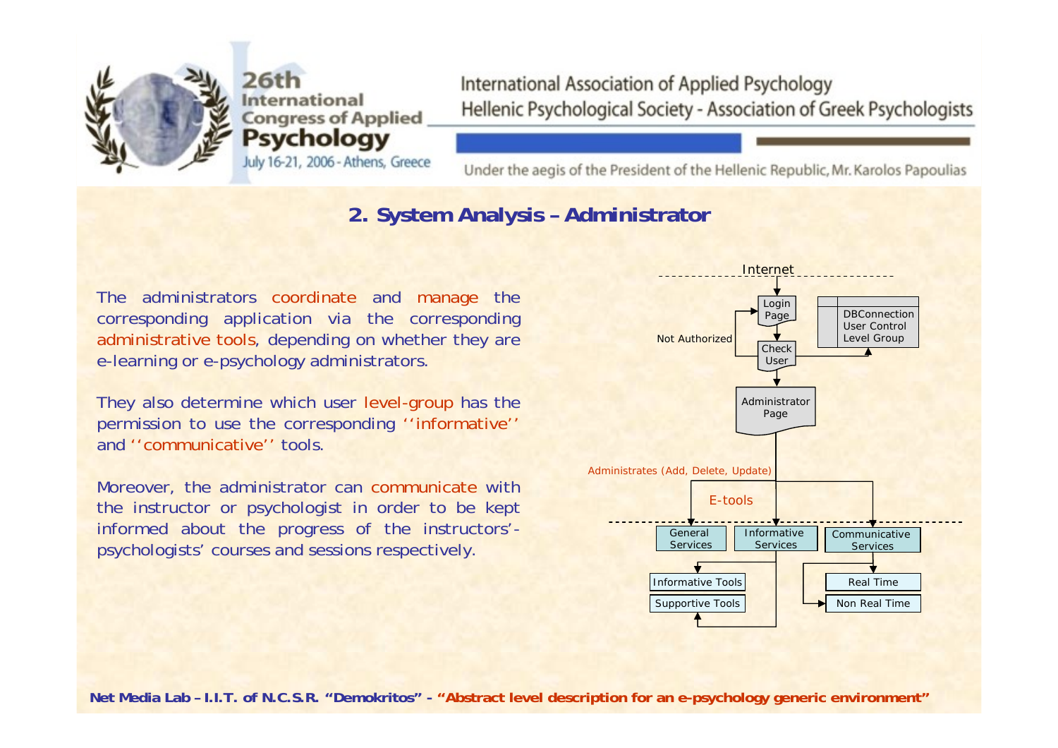## 2. System Analysis – Administrator

The administrators coordinate and manage the corresponding application via the corresponding administrative tools, depending on whether they are e-learning or e-psychology administrators.

They also determine which user level-group has the permission to use the corresponding ''informative'' and ''communicative'' tools.

Moreover, the administrator can communicate with the instructor or psychologist in order to be kept informed about the progress of the instructors'-psychologists' courses and sessions respectively.

Internet

Login Page

Not Authorized

Check User

DBConnection
User Control
Level Group

Administrator Page

Administrates (Add, Delete, Update)

E-tools

General Services

Informative Services

Communicative Services

Informative Tools

Supportive Tools

Real Time

Non Real Time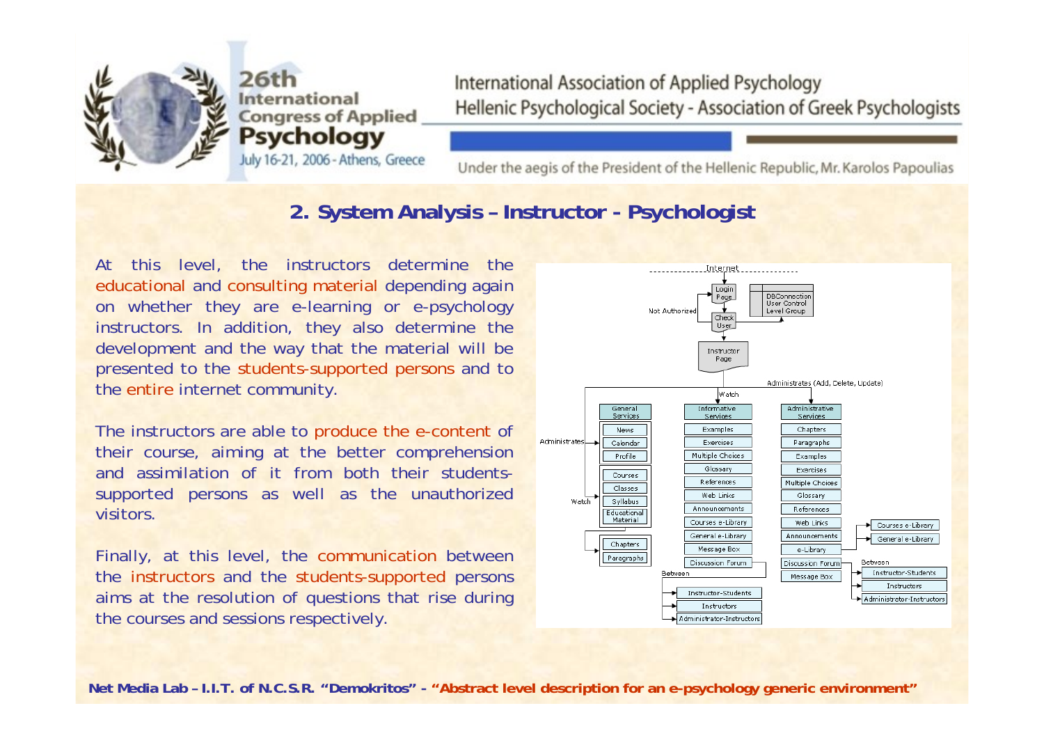## 2. System Analysis – Instructor - Psychologist

At this level, the instructors determine the educational and consulting material depending again on whether they are e-learning or e-psychology instructors. In addition, they also determine the development and the way that the material will be presented to the students-supported persons and to the entire internet community.

The instructors are able to produce the e-content of their course, aiming at the better comprehension and assimilation of it from both their students-supported persons as well as the unauthorized visitors.

Finally, at this level, the communication between the instructors and the students-supported persons aims at the resolution of questions that rise during the courses and sessions respectively.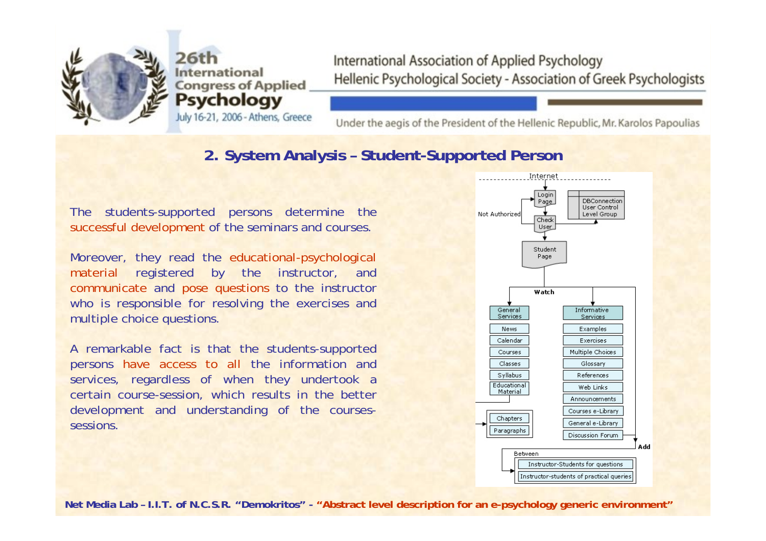## 2. System Analysis – Student-Supported Person

The students-supported persons determine the successful development of the seminars and courses.

Moreover, they read the educational-psychological material registered by the instructor, and communicate and pose questions to the instructor who is responsible for resolving the exercises and multiple choice questions.

A remarkable fact is that the students-supported persons have access to all the information and services, regardless of when they undertook a certain course-session, which results in the better development and understanding of the courses-sessions.

Internet

Login Page

Not Authorized

Check User

DBConnection User Control Level Group

Student Page

Watch

General Services

- News
- Calendar
- Courses
- Classes
- Syllabus
- Educational Material

- Chapters
- Paragraphs

Informative Services

- Examples
- Exercises
- Multiple Choices
- Glossary
- References
- Web Links
- Announcements
- Courses e-Library
- General e-Library
- Discussion Forum

Add

Between

- Instructor-Students for questions
- Instructor-students of practical queries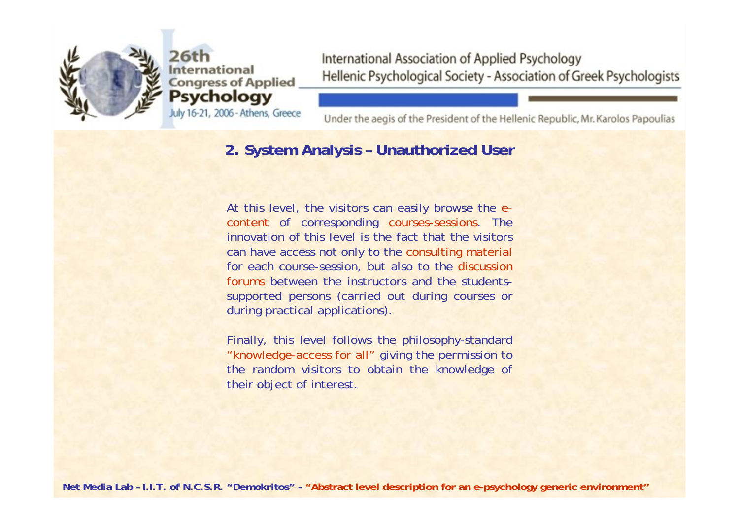## 2. System Analysis – Unauthorized User

At this level, the visitors can easily browse the e-content of corresponding courses-sessions. The innovation of this level is the fact that the visitors can have access not only to the consulting material for each course-session, but also to the discussion forums between the instructors and the students-supported persons (carried out during courses or during practical applications).

Finally, this level follows the philosophy-standard "knowledge-access for all" giving the permission to the random visitors to obtain the knowledge of their object of interest.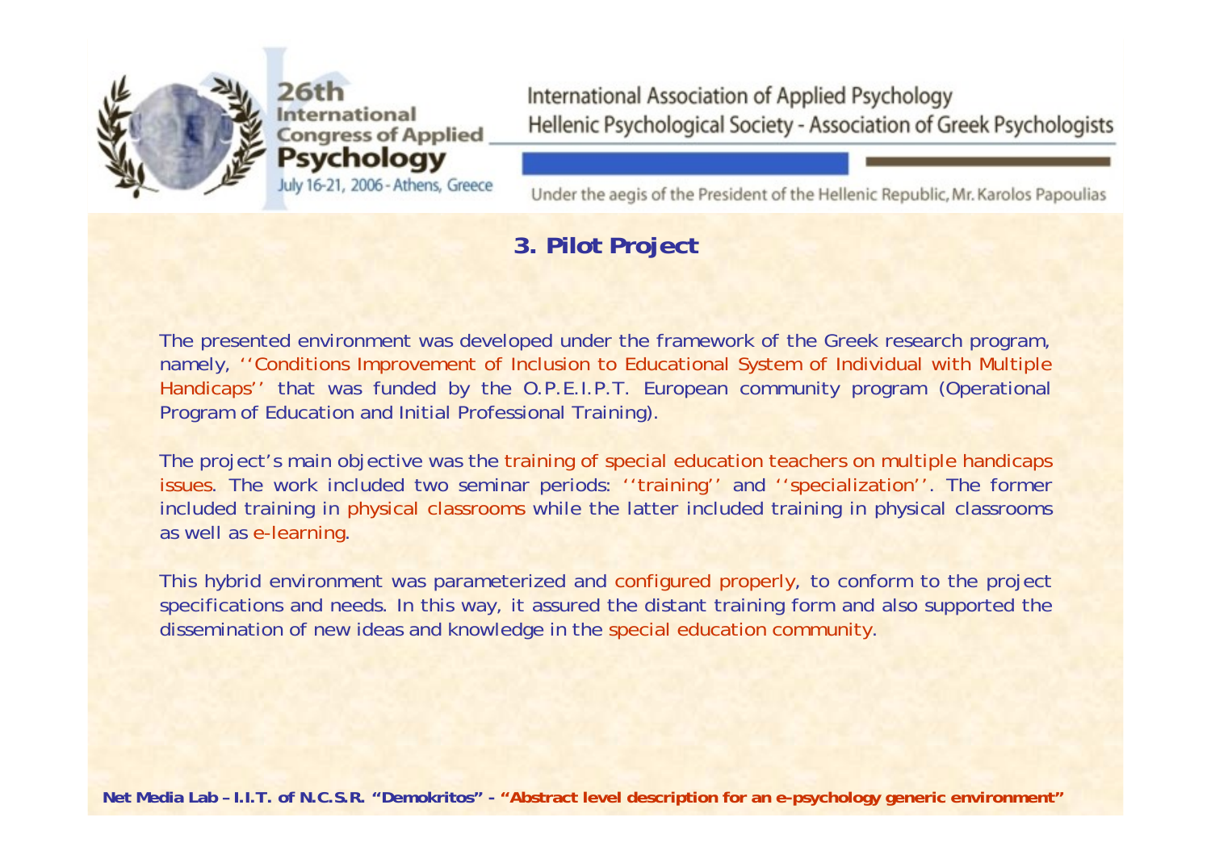## 3. Pilot Project

The presented environment was developed under the framework of the Greek research program, namely, ''Conditions Improvement of Inclusion to Educational System of Individual with Multiple Handicaps'' that was funded by the O.P.E.I.P.T. European community program (Operational Program of Education and Initial Professional Training).

The project's main objective was the training of special education teachers on multiple handicaps issues. The work included two seminar periods: ''training'' and ''specialization''. The former included training in physical classrooms while the latter included training in physical classrooms as well as e-learning.

This hybrid environment was parameterized and configured properly, to conform to the project specifications and needs. In this way, it assured the distant training form and also supported the dissemination of new ideas and knowledge in the special education community.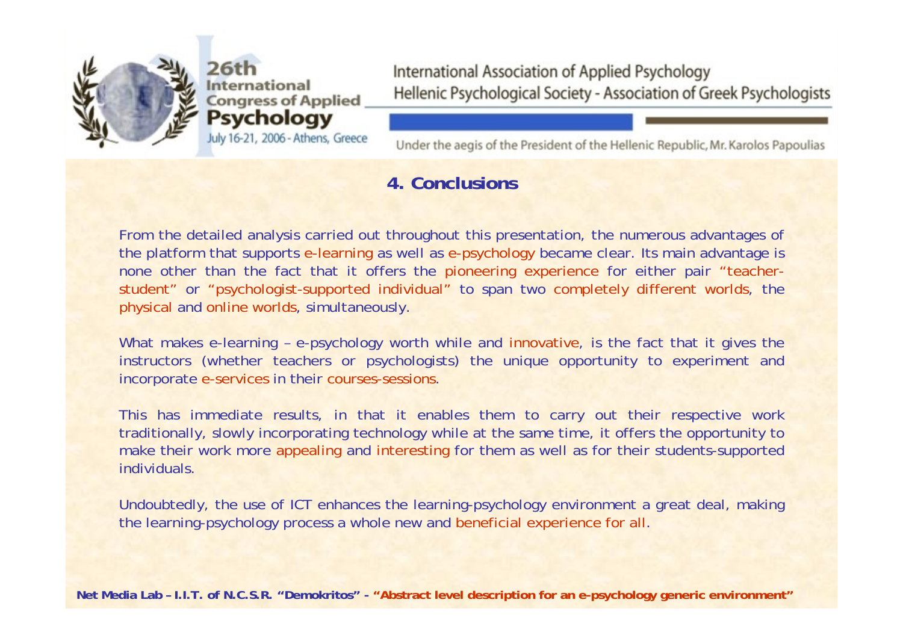## 4. Conclusions

From the detailed analysis carried out throughout this presentation, the numerous advantages of the platform that supports e-learning as well as e-psychology became clear. Its main advantage is none other than the fact that it offers the pioneering experience for either pair "teacher-student" or "psychologist-supported individual" to span two completely different worlds, the physical and online worlds, simultaneously.

What makes e-learning – e-psychology worth while and innovative, is the fact that it gives the instructors (whether teachers or psychologists) the unique opportunity to experiment and incorporate e-services in their courses-sessions.

This has immediate results, in that it enables them to carry out their respective work traditionally, slowly incorporating technology while at the same time, it offers the opportunity to make their work more appealing and interesting for them as well as for their students-supported individuals.

Undoubtedly, the use of ICT enhances the learning-psychology environment a great deal, making the learning-psychology process a whole new and beneficial experience for all.